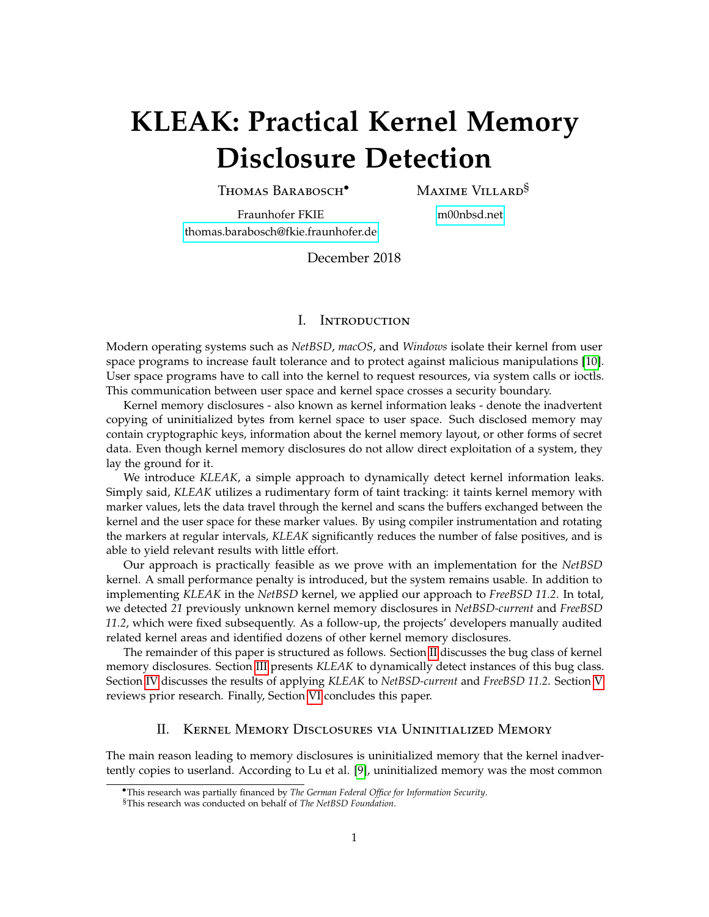# KLEAK: Practical Kernel Memory Disclosure Detection

Thomas Barabosch[•] Maxime Villard[§]

Fraunhofer FKIE
thomas.barabosch@fkie.fraunhofer.de

m00nbsd.net

December 2018

## I. Introduction

Modern operating systems such as *NetBSD*, *macOS*, and *Windows* isolate their kernel from user space programs to increase fault tolerance and to protect against malicious manipulations [10]. User space programs have to call into the kernel to request resources, via system calls or ioctls. This communication between user space and kernel space crosses a security boundary.

Kernel memory disclosures - also known as kernel information leaks - denote the inadvertent copying of uninitialized bytes from kernel space to user space. Such disclosed memory may contain cryptographic keys, information about the kernel memory layout, or other forms of secret data. Even though kernel memory disclosures do not allow direct exploitation of a system, they lay the ground for it.

We introduce *KLEAK*, a simple approach to dynamically detect kernel information leaks. Simply said, *KLEAK* utilizes a rudimentary form of taint tracking: it taints kernel memory with marker values, lets the data travel through the kernel and scans the buffers exchanged between the kernel and the user space for these marker values. By using compiler instrumentation and rotating the markers at regular intervals, *KLEAK* significantly reduces the number of false positives, and is able to yield relevant results with little effort.

Our approach is practically feasible as we prove with an implementation for the *NetBSD* kernel. A small performance penalty is introduced, but the system remains usable. In addition to implementing *KLEAK* in the *NetBSD* kernel, we applied our approach to *FreeBSD 11.2*. In total, we detected *21* previously unknown kernel memory disclosures in *NetBSD-current* and *FreeBSD 11.2*, which were fixed subsequently. As a follow-up, the projects' developers manually audited related kernel areas and identified dozens of other kernel memory disclosures.

The remainder of this paper is structured as follows. Section II discusses the bug class of kernel memory disclosures. Section III presents *KLEAK* to dynamically detect instances of this bug class. Section IV discusses the results of applying *KLEAK* to *NetBSD-current* and *FreeBSD 11.2*. Section V reviews prior research. Finally, Section VI concludes this paper.

## II. Kernel Memory Disclosures via Uninitialized Memory

The main reason leading to memory disclosures is uninitialized memory that the kernel inadvertently copies to userland. According to Lu et al. [9], uninitialized memory was the most common

[•] This research was partially financed by *The German Federal Office for Information Security*.
[§] This research was conducted on behalf of *The NetBSD Foundation*.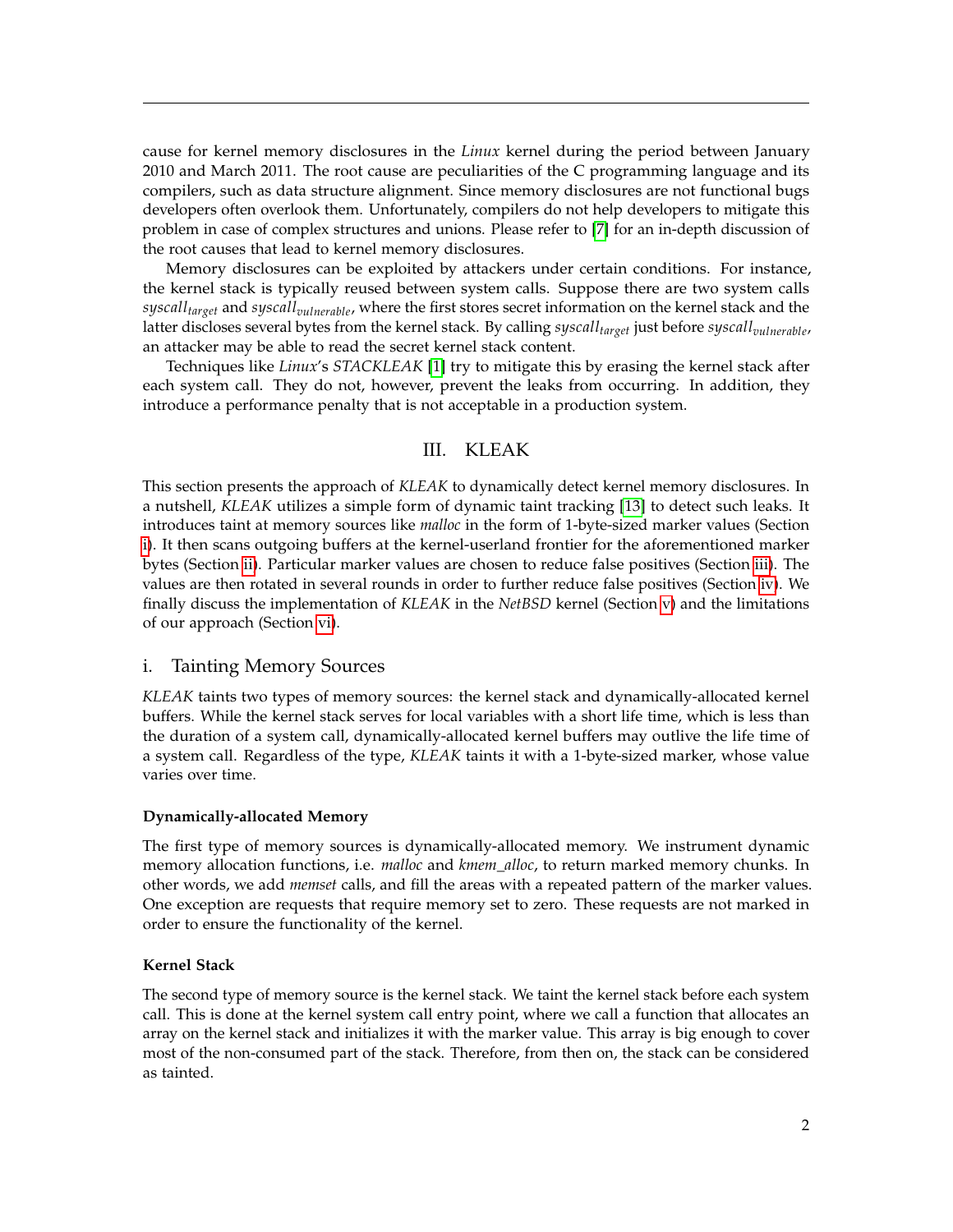cause for kernel memory disclosures in the *Linux* kernel during the period between January 2010 and March 2011. The root cause are peculiarities of the C programming language and its compilers, such as data structure alignment. Since memory disclosures are not functional bugs developers often overlook them. Unfortunately, compilers do not help developers to mitigate this problem in case of complex structures and unions. Please refer to [7] for an in-depth discussion of the root causes that lead to kernel memory disclosures.

Memory disclosures can be exploited by attackers under certain conditions. For instance, the kernel stack is typically reused between system calls. Suppose there are two system calls $syscall_{target}$ and $syscall_{vulnerable}$, where the first stores secret information on the kernel stack and the latter discloses several bytes from the kernel stack. By calling $syscall_{target}$ just before $syscall_{vulnerable}$, an attacker may be able to read the secret kernel stack content.

Techniques like *Linux*'s *STACKLEAK* [1] try to mitigate this by erasing the kernel stack after each system call. They do not, however, prevent the leaks from occurring. In addition, they introduce a performance penalty that is not acceptable in a production system.

## III. KLEAK

This section presents the approach of *KLEAK* to dynamically detect kernel memory disclosures. In a nutshell, *KLEAK* utilizes a simple form of dynamic taint tracking [13] to detect such leaks. It introduces taint at memory sources like *malloc* in the form of 1-byte-sized marker values (Section i). It then scans outgoing buffers at the kernel-userland frontier for the aforementioned marker bytes (Section ii). Particular marker values are chosen to reduce false positives (Section iii). The values are then rotated in several rounds in order to further reduce false positives (Section iv). We finally discuss the implementation of *KLEAK* in the *NetBSD* kernel (Section v) and the limitations of our approach (Section vi).

### i. Tainting Memory Sources

*KLEAK* taints two types of memory sources: the kernel stack and dynamically-allocated kernel buffers. While the kernel stack serves for local variables with a short life time, which is less than the duration of a system call, dynamically-allocated kernel buffers may outlive the life time of a system call. Regardless of the type, *KLEAK* taints it with a 1-byte-sized marker, whose value varies over time.

#### Dynamically-allocated Memory

The first type of memory sources is dynamically-allocated memory. We instrument dynamic memory allocation functions, i.e. *malloc* and *kmem_alloc*, to return marked memory chunks. In other words, we add *memset* calls, and fill the areas with a repeated pattern of the marker values. One exception are requests that require memory set to zero. These requests are not marked in order to ensure the functionality of the kernel.

#### Kernel Stack

The second type of memory source is the kernel stack. We taint the kernel stack before each system call. This is done at the kernel system call entry point, where we call a function that allocates an array on the kernel stack and initializes it with the marker value. This array is big enough to cover most of the non-consumed part of the stack. Therefore, from then on, the stack can be considered as tainted.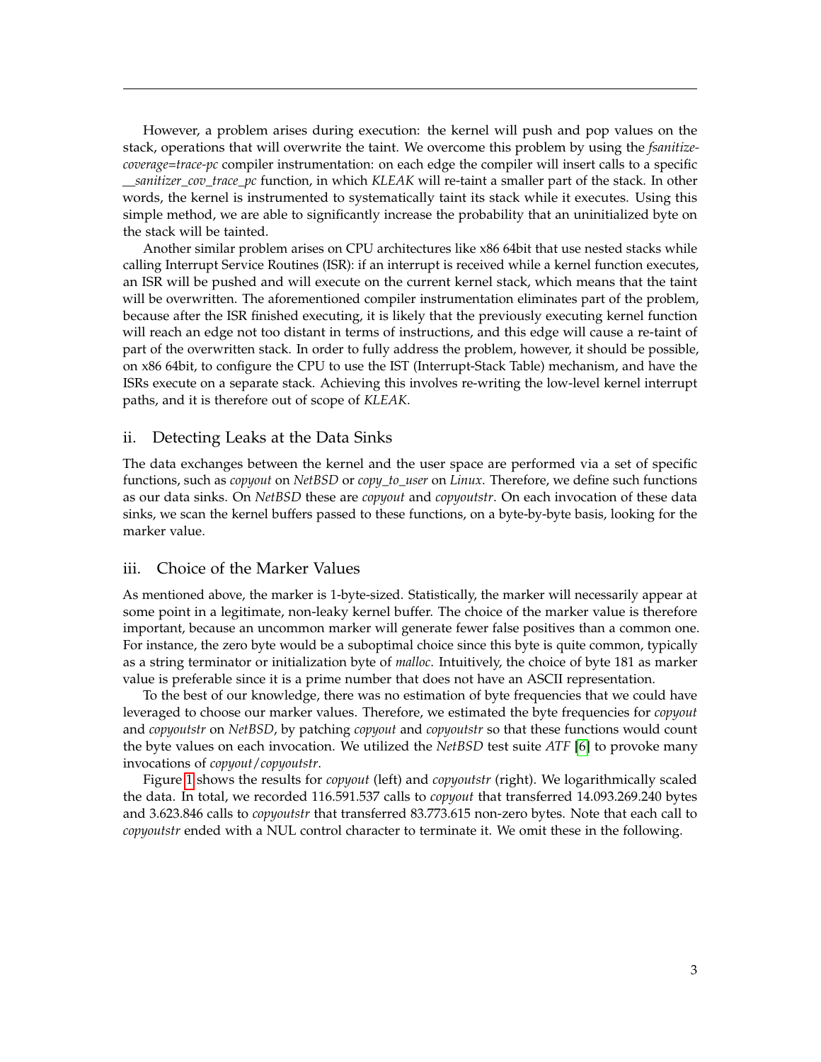However, a problem arises during execution: the kernel will push and pop values on the stack, operations that will overwrite the taint. We overcome this problem by using the *fsanitize-coverage=trace-pc* compiler instrumentation: on each edge the compiler will insert calls to a specific *__sanitizer_cov_trace_pc* function, in which *KLEAK* will re-taint a smaller part of the stack. In other words, the kernel is instrumented to systematically taint its stack while it executes. Using this simple method, we are able to significantly increase the probability that an uninitialized byte on the stack will be tainted.

Another similar problem arises on CPU architectures like x86 64bit that use nested stacks while calling Interrupt Service Routines (ISR): if an interrupt is received while a kernel function executes, an ISR will be pushed and will execute on the current kernel stack, which means that the taint will be overwritten. The aforementioned compiler instrumentation eliminates part of the problem, because after the ISR finished executing, it is likely that the previously executing kernel function will reach an edge not too distant in terms of instructions, and this edge will cause a re-taint of part of the overwritten stack. In order to fully address the problem, however, it should be possible, on x86 64bit, to configure the CPU to use the IST (Interrupt-Stack Table) mechanism, and have the ISRs execute on a separate stack. Achieving this involves re-writing the low-level kernel interrupt paths, and it is therefore out of scope of *KLEAK*.

### ii. Detecting Leaks at the Data Sinks

The data exchanges between the kernel and the user space are performed via a set of specific functions, such as *copyout* on *NetBSD* or *copy_to_user* on *Linux*. Therefore, we define such functions as our data sinks. On *NetBSD* these are *copyout* and *copyoutstr*. On each invocation of these data sinks, we scan the kernel buffers passed to these functions, on a byte-by-byte basis, looking for the marker value.

### iii. Choice of the Marker Values

As mentioned above, the marker is 1-byte-sized. Statistically, the marker will necessarily appear at some point in a legitimate, non-leaky kernel buffer. The choice of the marker value is therefore important, because an uncommon marker will generate fewer false positives than a common one. For instance, the zero byte would be a suboptimal choice since this byte is quite common, typically as a string terminator or initialization byte of *malloc*. Intuitively, the choice of byte 181 as marker value is preferable since it is a prime number that does not have an ASCII representation.

To the best of our knowledge, there was no estimation of byte frequencies that we could have leveraged to choose our marker values. Therefore, we estimated the byte frequencies for *copyout* and *copyoutstr* on *NetBSD*, by patching *copyout* and *copyoutstr* so that these functions would count the byte values on each invocation. We utilized the *NetBSD* test suite *ATF* [6] to provoke many invocations of *copyout*/*copyoutstr*.

Figure 1 shows the results for *copyout* (left) and *copyoutstr* (right). We logarithmically scaled the data. In total, we recorded 116.591.537 calls to *copyout* that transferred 14.093.269.240 bytes and 3.623.846 calls to *copyoutstr* that transferred 83.773.615 non-zero bytes. Note that each call to *copyoutstr* ended with a NUL control character to terminate it. We omit these in the following.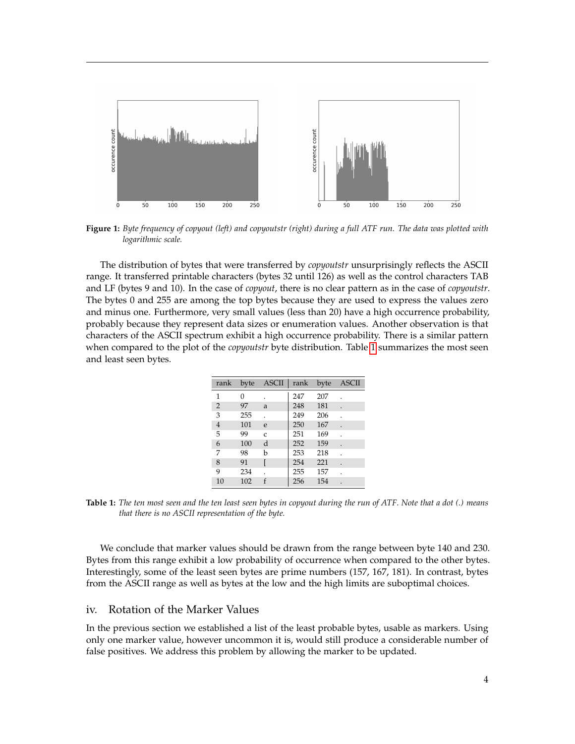**Figure 1:** *Byte frequency of copyout (left) and copyoutstr (right) during a full ATF run. The data was plotted with logarithmic scale.*

The distribution of bytes that were transferred by *copyoutstr* unsurprisingly reflects the ASCII range. It transferred printable characters (bytes 32 until 126) as well as the control characters TAB and LF (bytes 9 and 10). In the case of *copyout*, there is no clear pattern as in the case of *copyoutstr*. The bytes 0 and 255 are among the top bytes because they are used to express the values zero and minus one. Furthermore, very small values (less than 20) have a high occurrence probability, probably because they represent data sizes or enumeration values. Another observation is that characters of the ASCII spectrum exhibit a high occurrence probability. There is a similar pattern when compared to the plot of the *copyoutstr* byte distribution. Table 1 summarizes the most seen and least seen bytes.

| rank | byte | ASCII | rank | byte | ASCII |
|---|---|---|---|---|---|
| 1 | 0 | . | 247 | 207 | . |
| 2 | 97 | a | 248 | 181 | . |
| 3 | 255 | . | 249 | 206 | . |
| 4 | 101 | e | 250 | 167 | . |
| 5 | 99 | c | 251 | 169 | . |
| 6 | 100 | d | 252 | 159 | . |
| 7 | 98 | b | 253 | 218 | . |
| 8 | 91 | [ | 254 | 221 | . |
| 9 | 234 | . | 255 | 157 | . |
| 10 | 102 | f | 256 | 154 | . |

**Table 1:** *The ten most seen and the ten least seen bytes in copyout during the run of ATF. Note that a dot (.) means that there is no ASCII representation of the byte.*

We conclude that marker values should be drawn from the range between byte 140 and 230. Bytes from this range exhibit a low probability of occurrence when compared to the other bytes. Interestingly, some of the least seen bytes are prime numbers (157, 167, 181). In contrast, bytes from the ASCII range as well as bytes at the low and the high limits are suboptimal choices.

## iv. Rotation of the Marker Values

In the previous section we established a list of the least probable bytes, usable as markers. Using only one marker value, however uncommon it is, would still produce a considerable number of false positives. We address this problem by allowing the marker to be updated.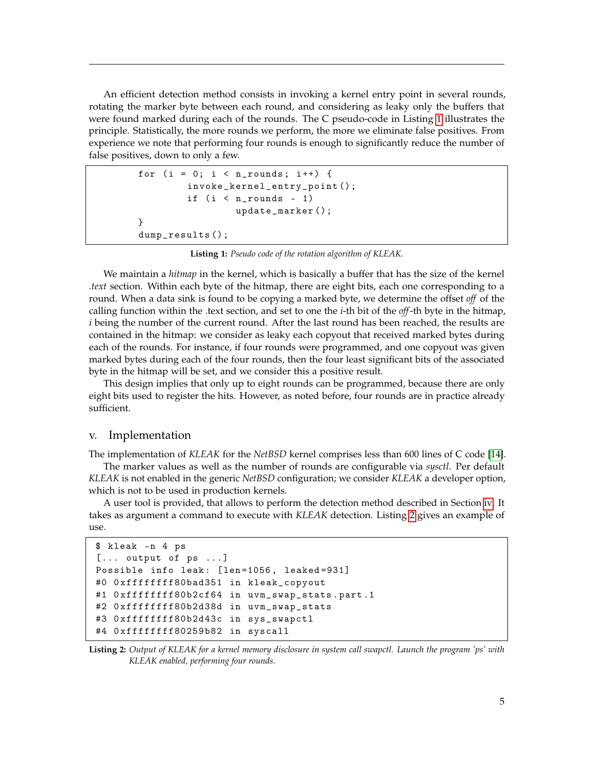An efficient detection method consists in invoking a kernel entry point in several rounds, rotating the marker byte between each round, and considering as leaky only the buffers that were found marked during each of the rounds. The C pseudo-code in Listing 1 illustrates the principle. Statistically, the more rounds we perform, the more we eliminate false positives. From experience we note that performing four rounds is enough to significantly reduce the number of false positives, down to only a few.

```
for (i = 0; i < n_rounds; i++) {
        invoke_kernel_entry_point();
        if (i < n_rounds - 1)
                update_marker();
}
dump_results();
```

**Listing 1:** *Pseudo code of the rotation algorithm of KLEAK.*

We maintain a *hitmap* in the kernel, which is basically a buffer that has the size of the kernel *.text* section. Within each byte of the hitmap, there are eight bits, each one corresponding to a round. When a data sink is found to be copying a marked byte, we determine the offset *off* of the calling function within the .text section, and set to one the *i*-th bit of the *off*-th byte in the hitmap, *i* being the number of the current round. After the last round has been reached, the results are contained in the hitmap: we consider as leaky each copyout that received marked bytes during each of the rounds. For instance, if four rounds were programmed, and one copyout was given marked bytes during each of the four rounds, then the four least significant bits of the associated byte in the hitmap will be set, and we consider this a positive result.

This design implies that only up to eight rounds can be programmed, because there are only eight bits used to register the hits. However, as noted before, four rounds are in practice already sufficient.

## v. Implementation

The implementation of *KLEAK* for the *NetBSD* kernel comprises less than 600 lines of C code [14].

The marker values as well as the number of rounds are configurable via *sysctl*. Per default *KLEAK* is not enabled in the generic *NetBSD* configuration; we consider *KLEAK* a developer option, which is not to be used in production kernels.

A user tool is provided, that allows to perform the detection method described in Section iv. It takes as argument a command to execute with *KLEAK* detection. Listing 2 gives an example of use.

```
$ kleak -n 4 ps
[... output of ps ...]
Possible info leak: [len=1056, leaked=931]
#0 0xffffffff80bad351 in kleak_copyout
#1 0xffffffff80b2cf64 in uvm_swap_stats.part.1
#2 0xffffffff80b2d38d in uvm_swap_stats
#3 0xffffffff80b2d43c in sys_swapctl
#4 0xffffffff80259b82 in syscall
```

**Listing 2:** *Output of KLEAK for a kernel memory disclosure in system call swapctl. Launch the program 'ps' with KLEAK enabled, performing four rounds.*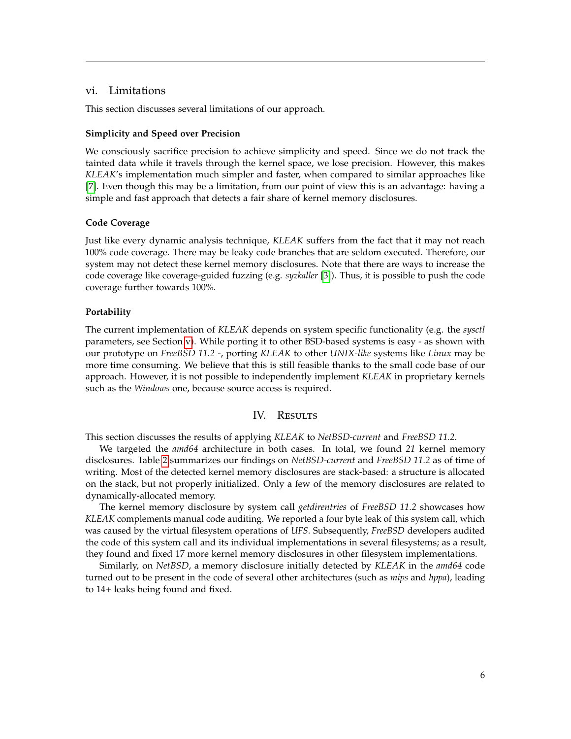### vi. Limitations

This section discusses several limitations of our approach.

#### Simplicity and Speed over Precision

We consciously sacrifice precision to achieve simplicity and speed. Since we do not track the tainted data while it travels through the kernel space, we lose precision. However, this makes *KLEAK*'s implementation much simpler and faster, when compared to similar approaches like [7]. Even though this may be a limitation, from our point of view this is an advantage: having a simple and fast approach that detects a fair share of kernel memory disclosures.

#### Code Coverage

Just like every dynamic analysis technique, *KLEAK* suffers from the fact that it may not reach 100% code coverage. There may be leaky code branches that are seldom executed. Therefore, our system may not detect these kernel memory disclosures. Note that there are ways to increase the code coverage like coverage-guided fuzzing (e.g. *syzkaller* [3]). Thus, it is possible to push the code coverage further towards 100%.

#### Portability

The current implementation of *KLEAK* depends on system specific functionality (e.g. the *sysctl* parameters, see Section v). While porting it to other BSD-based systems is easy - as shown with our prototype on *FreeBSD 11.2* -, porting *KLEAK* to other *UNIX-like* systems like *Linux* may be more time consuming. We believe that this is still feasible thanks to the small code base of our approach. However, it is not possible to independently implement *KLEAK* in proprietary kernels such as the *Windows* one, because source access is required.

## IV. Results

This section discusses the results of applying *KLEAK* to *NetBSD-current* and *FreeBSD 11.2*.

We targeted the *amd64* architecture in both cases. In total, we found *21* kernel memory disclosures. Table 2 summarizes our findings on *NetBSD-current* and *FreeBSD 11.2* as of time of writing. Most of the detected kernel memory disclosures are stack-based: a structure is allocated on the stack, but not properly initialized. Only a few of the memory disclosures are related to dynamically-allocated memory.

The kernel memory disclosure by system call *getdirentries* of *FreeBSD 11.2* showcases how *KLEAK* complements manual code auditing. We reported a four byte leak of this system call, which was caused by the virtual filesystem operations of *UFS*. Subsequently, *FreeBSD* developers audited the code of this system call and its individual implementations in several filesystems; as a result, they found and fixed 17 more kernel memory disclosures in other filesystem implementations.

Similarly, on *NetBSD*, a memory disclosure initially detected by *KLEAK* in the *amd64* code turned out to be present in the code of several other architectures (such as *mips* and *hppa*), leading to 14+ leaks being found and fixed.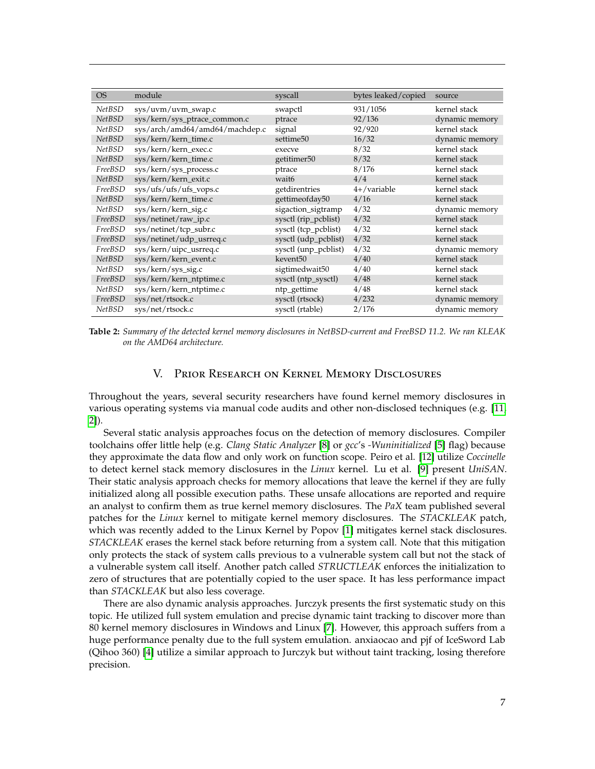| OS | module | syscall | bytes leaked/copied | source |
| --- | --- | --- | --- | --- |
| *NetBSD* | sys/uvm/uvm_swap.c | swapctl | 931/1056 | kernel stack |
| *NetBSD* | sys/kern/sys_ptrace_common.c | ptrace | 92/136 | dynamic memory |
| *NetBSD* | sys/arch/amd64/amd64/machdep.c | signal | 92/920 | kernel stack |
| *NetBSD* | sys/kern/kern_time.c | settime50 | 16/32 | dynamic memory |
| *NetBSD* | sys/kern/kern_exec.c | execve | 8/32 | kernel stack |
| *NetBSD* | sys/kern/kern_time.c | getitimer50 | 8/32 | kernel stack |
| *FreeBSD* | sys/kern/sys_process.c | ptrace | 8/176 | kernel stack |
| *NetBSD* | sys/kern/kern_exit.c | wait6 | 4/4 | kernel stack |
| *FreeBSD* | sys/ufs/ufs/ufs_vops.c | getdirentries | 4+/variable | kernel stack |
| *NetBSD* | sys/kern/kern_time.c | gettimeofday50 | 4/16 | kernel stack |
| *NetBSD* | sys/kern/kern_sig.c | sigaction_sigtramp | 4/32 | dynamic memory |
| *FreeBSD* | sys/netinet/raw_ip.c | sysctl (rip_pcblist) | 4/32 | kernel stack |
| *FreeBSD* | sys/netinet/tcp_subr.c | sysctl (tcp_pcblist) | 4/32 | kernel stack |
| *FreeBSD* | sys/netinet/udp_usrreq.c | sysctl (udp_pcblist) | 4/32 | kernel stack |
| *FreeBSD* | sys/kern/uipc_usrreq.c | sysctl (unp_pcblist) | 4/32 | dynamic memory |
| *NetBSD* | sys/kern/kern_event.c | kevent50 | 4/40 | kernel stack |
| *NetBSD* | sys/kern/sys_sig.c | sigtimedwait50 | 4/40 | kernel stack |
| *FreeBSD* | sys/kern/kern_ntptime.c | sysctl (ntp_sysctl) | 4/48 | kernel stack |
| *NetBSD* | sys/kern/kern_ntptime.c | ntp_gettime | 4/48 | kernel stack |
| *FreeBSD* | sys/net/rtsock.c | sysctl (rtsock) | 4/232 | dynamic memory |
| *NetBSD* | sys/net/rtsock.c | sysctl (rtable) | 2/176 | dynamic memory |

**Table 2:** *Summary of the detected kernel memory disclosures in NetBSD-current and FreeBSD 11.2. We ran KLEAK on the AMD64 architecture.*

## V. Prior Research on Kernel Memory Disclosures

Throughout the years, several security researchers have found kernel memory disclosures in various operating systems via manual code audits and other non-disclosed techniques (e.g. [11, 2]).

Several static analysis approaches focus on the detection of memory disclosures. Compiler toolchains offer little help (e.g. *Clang Static Analyzer* [8] or *gcc*'s *-Wuninitialized* [5] flag) because they approximate the data flow and only work on function scope. Peiro et al. [12] utilize *Coccinelle* to detect kernel stack memory disclosures in the *Linux* kernel. Lu et al. [9] present *UniSAN*. Their static analysis approach checks for memory allocations that leave the kernel if they are fully initialized along all possible execution paths. These unsafe allocations are reported and require an analyst to confirm them as true kernel memory disclosures. The *PaX* team published several patches for the *Linux* kernel to mitigate kernel memory disclosures. The *STACKLEAK* patch, which was recently added to the Linux Kernel by Popov [1] mitigates kernel stack disclosures. *STACKLEAK* erases the kernel stack before returning from a system call. Note that this mitigation only protects the stack of system calls previous to a vulnerable system call but not the stack of a vulnerable system call itself. Another patch called *STRUCTLEAK* enforces the initialization to zero of structures that are potentially copied to the user space. It has less performance impact than *STACKLEAK* but also less coverage.

There are also dynamic analysis approaches. Jurczyk presents the first systematic study on this topic. He utilized full system emulation and precise dynamic taint tracking to discover more than 80 kernel memory disclosures in Windows and Linux [7]. However, this approach suffers from a huge performance penalty due to the full system emulation. anxiaocao and pjf of IceSword Lab (Qihoo 360) [4] utilize a similar approach to Jurczyk but without taint tracking, losing therefore precision.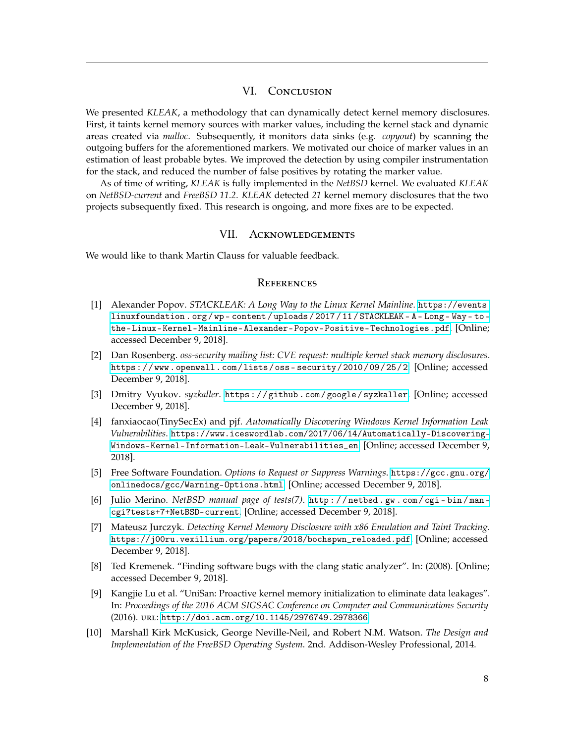## VI. Conclusion

We presented *KLEAK*, a methodology that can dynamically detect kernel memory disclosures. First, it taints kernel memory sources with marker values, including the kernel stack and dynamic areas created via *malloc*. Subsequently, it monitors data sinks (e.g. *copyout*) by scanning the outgoing buffers for the aforementioned markers. We motivated our choice of marker values in an estimation of least probable bytes. We improved the detection by using compiler instrumentation for the stack, and reduced the number of false positives by rotating the marker value.

As of time of writing, *KLEAK* is fully implemented in the *NetBSD* kernel. We evaluated *KLEAK* on *NetBSD-current* and *FreeBSD 11.2*. *KLEAK* detected *21* kernel memory disclosures that the two projects subsequently fixed. This research is ongoing, and more fixes are to be expected.

## VII. Acknowledgements

We would like to thank Martin Clauss for valuable feedback.

## References

[1] Alexander Popov. *STACKLEAK: A Long Way to the Linux Kernel Mainline*. `https://events.linuxfoundation.org/wp-content/uploads/2017/11/STACKLEAK-A-Long-Way-to-the-Linux-Kernel-Mainline-Alexander-Popov-Positive-Technologies.pdf`. [Online; accessed December 9, 2018].

[2] Dan Rosenberg. *oss-security mailing list: CVE request: multiple kernel stack memory disclosures*. `https://www.openwall.com/lists/oss-security/2010/09/25/2`. [Online; accessed December 9, 2018].

[3] Dmitry Vyukov. *syzkaller*. `https://github.com/google/syzkaller`. [Online; accessed December 9, 2018].

[4] fanxiaocao(TinySecEx) and pjf. *Automatically Discovering Windows Kernel Information Leak Vulnerabilities*. `https://www.iceswordlab.com/2017/06/14/Automatically-Discovering-Windows-Kernel-Information-Leak-Vulnerabilities_en`. [Online; accessed December 9, 2018].

[5] Free Software Foundation. *Options to Request or Suppress Warnings*. `https://gcc.gnu.org/onlinedocs/gcc/Warning-Options.html`. [Online; accessed December 9, 2018].

[6] Julio Merino. *NetBSD manual page of tests(7)*. `http://netbsd.gw.com/cgi-bin/man-cgi?tests+7+NetBSD-current`. [Online; accessed December 9, 2018].

[7] Mateusz Jurczyk. *Detecting Kernel Memory Disclosure with x86 Emulation and Taint Tracking*. `https://j00ru.vexillium.org/papers/2018/bochspwn_reloaded.pdf`. [Online; accessed December 9, 2018].

[8] Ted Kremenek. "Finding software bugs with the clang static analyzer". In: (2008). [Online; accessed December 9, 2018].

[9] Kangjie Lu et al. "UniSan: Proactive kernel memory initialization to eliminate data leakages". In: *Proceedings of the 2016 ACM SIGSAC Conference on Computer and Communications Security* (2016). URL: `http://doi.acm.org/10.1145/2976749.2978366`.

[10] Marshall Kirk McKusick, George Neville-Neil, and Robert N.M. Watson. *The Design and Implementation of the FreeBSD Operating System*. 2nd. Addison-Wesley Professional, 2014.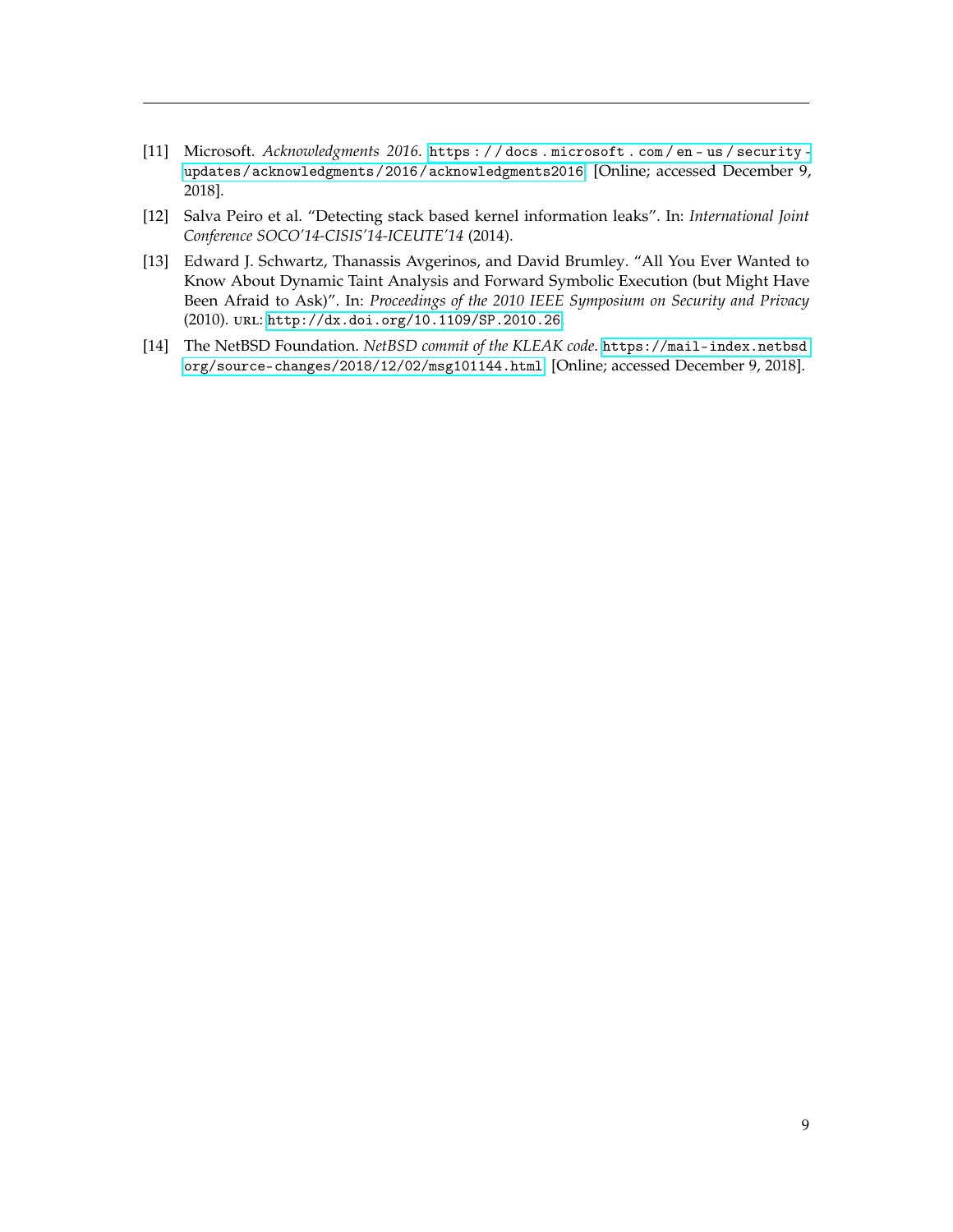[11] Microsoft. *Acknowledgments 2016*. https://docs.microsoft.com/en-us/security-updates/acknowledgments/2016/acknowledgments2016. [Online; accessed December 9, 2018].

[12] Salva Peiro et al. "Detecting stack based kernel information leaks". In: *International Joint Conference SOCO'14-CISIS'14-ICEUTE'14* (2014).

[13] Edward J. Schwartz, Thanassis Avgerinos, and David Brumley. "All You Ever Wanted to Know About Dynamic Taint Analysis and Forward Symbolic Execution (but Might Have Been Afraid to Ask)". In: *Proceedings of the 2010 IEEE Symposium on Security and Privacy* (2010). URL: http://dx.doi.org/10.1109/SP.2010.26.

[14] The NetBSD Foundation. *NetBSD commit of the KLEAK code*. https://mail-index.netbsd.org/source-changes/2018/12/02/msg101144.html. [Online; accessed December 9, 2018].